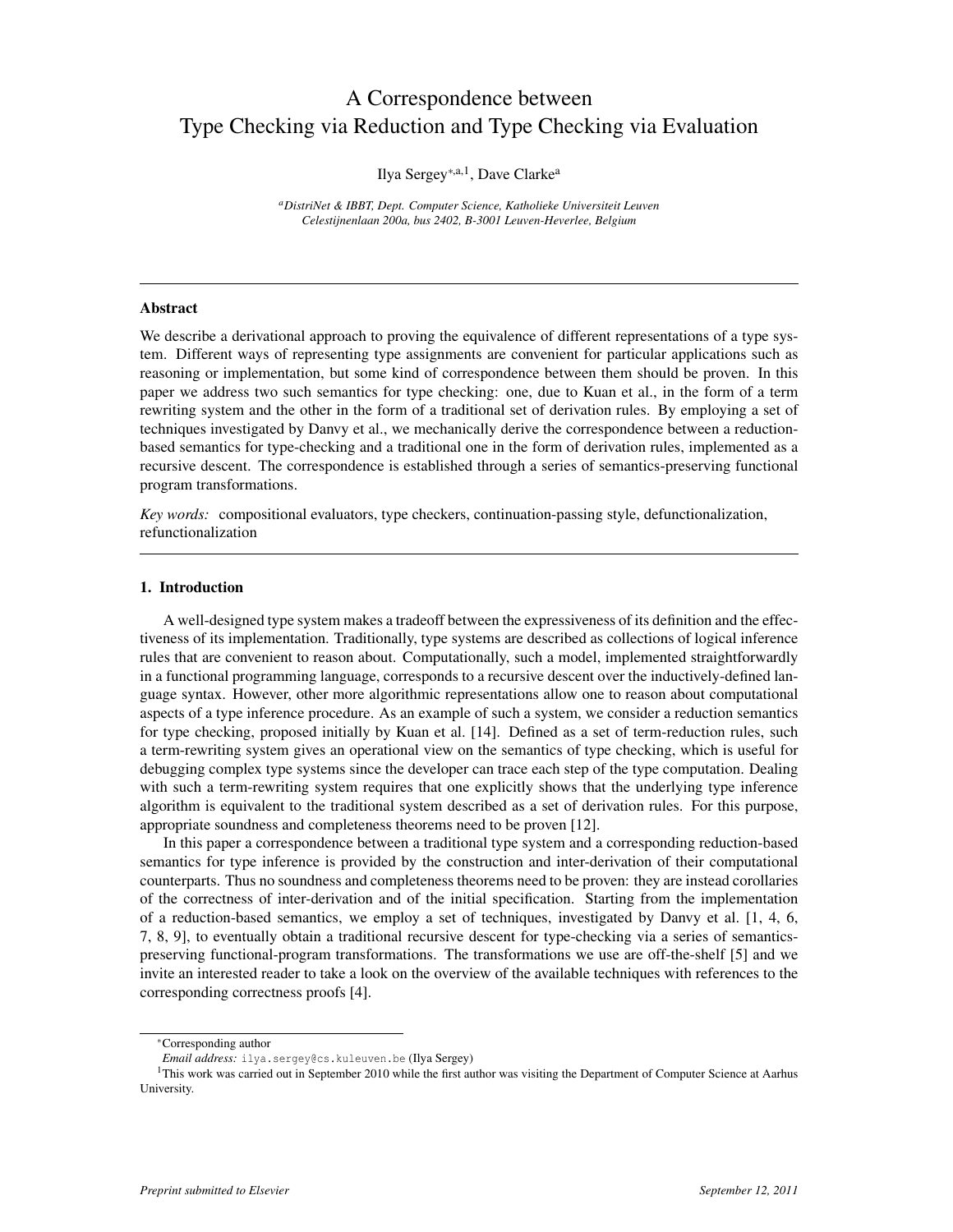# A Correspondence between Type Checking via Reduction and Type Checking via Evaluation

Ilya Sergey[*,a,1], Dave Clarke[a]

[a]*DistriNet & IBBT, Dept. Computer Science, Katholieke Universiteit Leuven*
*Celestijnenlaan 200a, bus 2402, B-3001 Leuven-Heverlee, Belgium*

---

### Abstract

We describe a derivational approach to proving the equivalence of different representations of a type system. Different ways of representing type assignments are convenient for particular applications such as reasoning or implementation, but some kind of correspondence between them should be proven. In this paper we address two such semantics for type checking: one, due to Kuan et al., in the form of a term rewriting system and the other in the form of a traditional set of derivation rules. By employing a set of techniques investigated by Danvy et al., we mechanically derive the correspondence between a reduction-based semantics for type-checking and a traditional one in the form of derivation rules, implemented as a recursive descent. The correspondence is established through a series of semantics-preserving functional program transformations.

*Key words:* compositional evaluators, type checkers, continuation-passing style, defunctionalization, refunctionalization

---

### 1. Introduction

A well-designed type system makes a tradeoff between the expressiveness of its definition and the effectiveness of its implementation. Traditionally, type systems are described as collections of logical inference rules that are convenient to reason about. Computationally, such a model, implemented straightforwardly in a functional programming language, corresponds to a recursive descent over the inductively-defined language syntax. However, other more algorithmic representations allow one to reason about computational aspects of a type inference procedure. As an example of such a system, we consider a reduction semantics for type checking, proposed initially by Kuan et al. [14]. Defined as a set of term-reduction rules, such a term-rewriting system gives an operational view on the semantics of type checking, which is useful for debugging complex type systems since the developer can trace each step of the type computation. Dealing with such a term-rewriting system requires that one explicitly shows that the underlying type inference algorithm is equivalent to the traditional system described as a set of derivation rules. For this purpose, appropriate soundness and completeness theorems need to be proven [12].

In this paper a correspondence between a traditional type system and a corresponding reduction-based semantics for type inference is provided by the construction and inter-derivation of their computational counterparts. Thus no soundness and completeness theorems need to be proven: they are instead corollaries of the correctness of inter-derivation and of the initial specification. Starting from the implementation of a reduction-based semantics, we employ a set of techniques, investigated by Danvy et al. [1, 4, 6, 7, 8, 9], to eventually obtain a traditional recursive descent for type-checking via a series of semantics-preserving functional-program transformations. The transformations we use are off-the-shelf [5] and we invite an interested reader to take a look on the overview of the available techniques with references to the corresponding correctness proofs [4].

---

[*]Corresponding author
*Email address:* ilya.sergey@cs.kuleuven.be (Ilya Sergey)
[1]This work was carried out in September 2010 while the first author was visiting the Department of Computer Science at Aarhus University.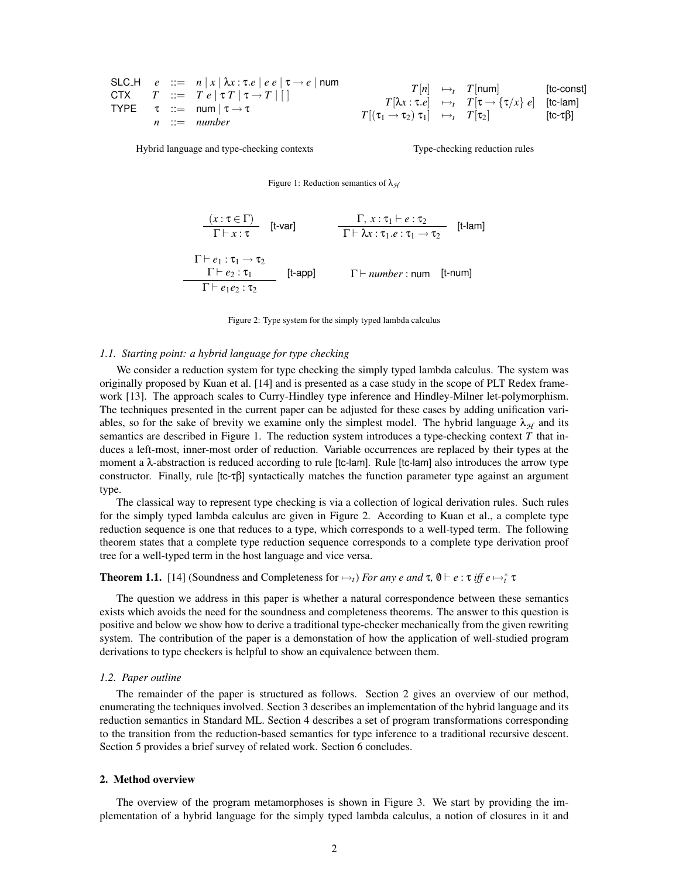$$
\begin{array}{llcl}
\textsf{SLC\_H} & e & ::= & n \mid x \mid \lambda x:\tau.e \mid e\ e \mid \tau \to e \mid \textsf{num} \\
\textsf{CTX} & T & ::= & T\ e \mid \tau\ T \mid \tau \to T \mid [\,] \\
\textsf{TYPE} & \tau & ::= & \textsf{num} \mid \tau \to \tau \\
 & n & ::= & \textit{number}
\end{array}
$$

Hybrid language and type-checking contexts

$$
\begin{array}{rcll}
T[n] & \mapsto_t & T[\textsf{num}] & \text{[tc-const]} \\
T[\lambda x:\tau.e] & \mapsto_t & T[\tau \to \{\tau/x\}\ e] & \text{[tc-lam]} \\
T[(\tau_1 \to \tau_2)\ \tau_1] & \mapsto_t & T[\tau_2] & \text{[tc-}\tau\beta\text{]}
\end{array}
$$

Type-checking reduction rules

Figure 1: Reduction semantics of $\lambda_{\mathcal{H}}$

$$
\frac{(x:\tau \in \Gamma)}{\Gamma \vdash x:\tau}\ \text{[t-var]} \qquad \frac{\Gamma,\ x:\tau_1 \vdash e:\tau_2}{\Gamma \vdash \lambda x:\tau_1.e : \tau_1 \to \tau_2}\ \text{[t-lam]}
$$

$$
\frac{\begin{array}{c}\Gamma \vdash e_1 : \tau_1 \to \tau_2 \\ \Gamma \vdash e_2 : \tau_1\end{array}}{\Gamma \vdash e_1 e_2 : \tau_2}\ \text{[t-app]} \qquad \Gamma \vdash \textit{number} : \textsf{num}\ \ \text{[t-num]}
$$

Figure 2: Type system for the simply typed lambda calculus

### *1.1. Starting point: a hybrid language for type checking*

We consider a reduction system for type checking the simply typed lambda calculus. The system was originally proposed by Kuan et al. [14] and is presented as a case study in the scope of PLT Redex framework [13]. The approach scales to Curry-Hindley type inference and Hindley-Milner let-polymorphism. The techniques presented in the current paper can be adjusted for these cases by adding unification variables, so for the sake of brevity we examine only the simplest model. The hybrid language $\lambda_{\mathcal{H}}$ and its semantics are described in Figure 1. The reduction system introduces a type-checking context $T$ that induces a left-most, inner-most order of reduction. Variable occurrences are replaced by their types at the moment a $\lambda$-abstraction is reduced according to rule [tc-lam]. Rule [tc-lam] also introduces the arrow type constructor. Finally, rule [tc-$\tau\beta$] syntactically matches the function parameter type against an argument type.

The classical way to represent type checking is via a collection of logical derivation rules. Such rules for the simply typed lambda calculus are given in Figure 2. According to Kuan et al., a complete type reduction sequence is one that reduces to a type, which corresponds to a well-typed term. The following theorem states that a complete type reduction sequence corresponds to a complete type derivation proof tree for a well-typed term in the host language and vice versa.

**Theorem 1.1.** [14] (Soundness and Completeness for $\mapsto_t$) *For any e and $\tau$, $\emptyset \vdash e : \tau$ iff $e \mapsto_t^* \tau$*

The question we address in this paper is whether a natural correspondence between these semantics exists which avoids the need for the soundness and completeness theorems. The answer to this question is positive and below we show how to derive a traditional type-checker mechanically from the given rewriting system. The contribution of the paper is a demonstation of how the application of well-studied program derivations to type checkers is helpful to show an equivalence between them.

### *1.2. Paper outline*

The remainder of the paper is structured as follows. Section 2 gives an overview of our method, enumerating the techniques involved. Section 3 describes an implementation of the hybrid language and its reduction semantics in Standard ML. Section 4 describes a set of program transformations corresponding to the transition from the reduction-based semantics for type inference to a traditional recursive descent. Section 5 provides a brief survey of related work. Section 6 concludes.

## 2. Method overview

The overview of the program metamorphoses is shown in Figure 3. We start by providing the implementation of a hybrid language for the simply typed lambda calculus, a notion of closures in it and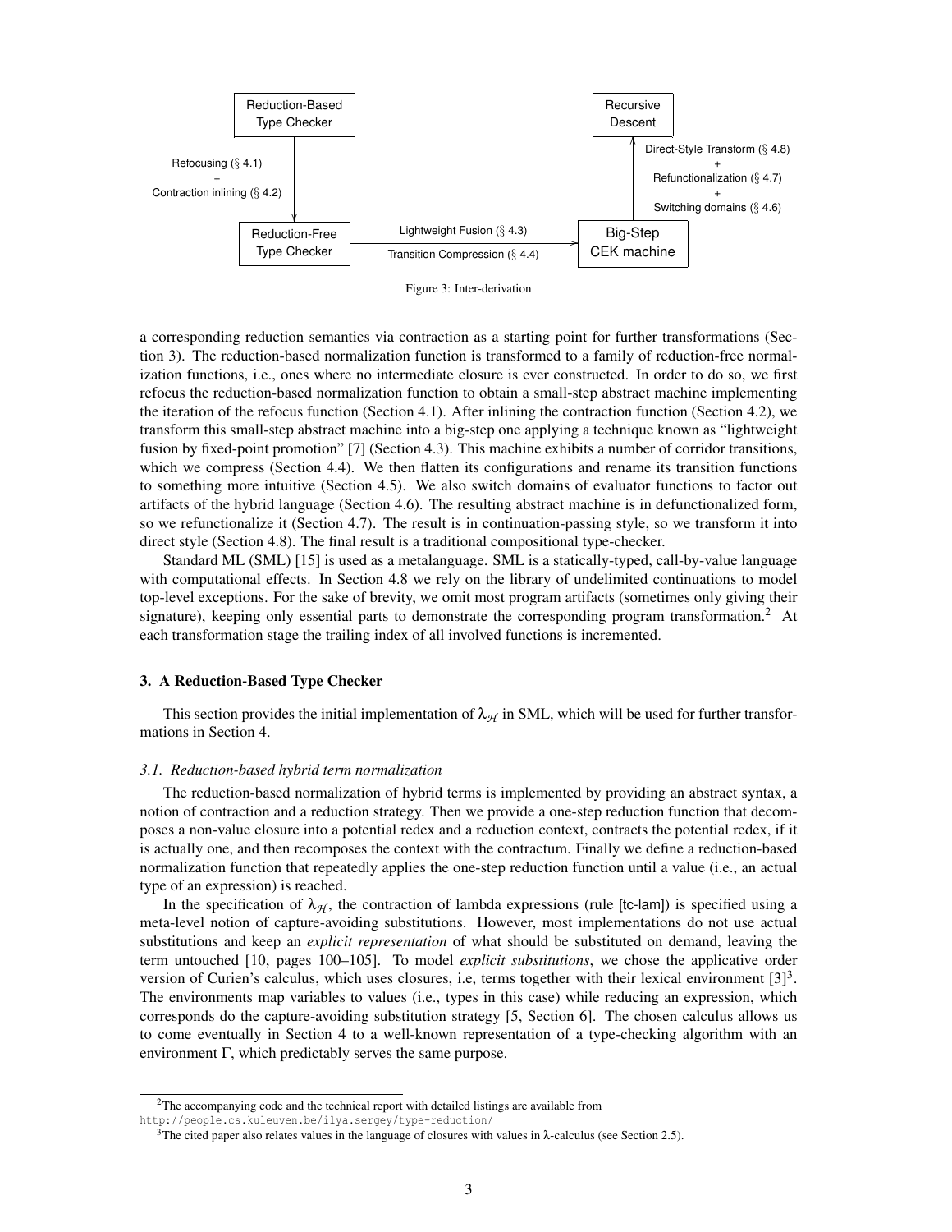Reduction-Based Type Checker → (Refocusing (§ 4.1) + Contraction inlining (§ 4.2)) → Reduction-Free Type Checker → (Lightweight Fusion (§ 4.3) / Transition Compression (§ 4.4)) → Big-Step CEK machine → (Switching domains (§ 4.6) + Refunctionalization (§ 4.7) + Direct-Style Transform (§ 4.8)) → Recursive Descent

Figure 3: Inter-derivation

a corresponding reduction semantics via contraction as a starting point for further transformations (Section 3). The reduction-based normalization function is transformed to a family of reduction-free normalization functions, i.e., ones where no intermediate closure is ever constructed. In order to do so, we first refocus the reduction-based normalization function to obtain a small-step abstract machine implementing the iteration of the refocus function (Section 4.1). After inlining the contraction function (Section 4.2), we transform this small-step abstract machine into a big-step one applying a technique known as "lightweight fusion by fixed-point promotion" [7] (Section 4.3). This machine exhibits a number of corridor transitions, which we compress (Section 4.4). We then flatten its configurations and rename its transition functions to something more intuitive (Section 4.5). We also switch domains of evaluator functions to factor out artifacts of the hybrid language (Section 4.6). The resulting abstract machine is in defunctionalized form, so we refunctionalize it (Section 4.7). The result is in continuation-passing style, so we transform it into direct style (Section 4.8). The final result is a traditional compositional type-checker.

Standard ML (SML) [15] is used as a metalanguage. SML is a statically-typed, call-by-value language with computational effects. In Section 4.8 we rely on the library of undelimited continuations to model top-level exceptions. For the sake of brevity, we omit most program artifacts (sometimes only giving their signature), keeping only essential parts to demonstrate the corresponding program transformation.[2] At each transformation stage the trailing index of all involved functions is incremented.

### 3. A Reduction-Based Type Checker

This section provides the initial implementation of $\lambda_{\mathcal{H}}$ in SML, which will be used for further transformations in Section 4.

#### *3.1. Reduction-based hybrid term normalization*

The reduction-based normalization of hybrid terms is implemented by providing an abstract syntax, a notion of contraction and a reduction strategy. Then we provide a one-step reduction function that decomposes a non-value closure into a potential redex and a reduction context, contracts the potential redex, if it is actually one, and then recomposes the context with the contractum. Finally we define a reduction-based normalization function that repeatedly applies the one-step reduction function until a value (i.e., an actual type of an expression) is reached.

In the specification of $\lambda_{\mathcal{H}}$, the contraction of lambda expressions (rule [tc-lam]) is specified using a meta-level notion of capture-avoiding substitutions. However, most implementations do not use actual substitutions and keep an *explicit representation* of what should be substituted on demand, leaving the term untouched [10, pages 100–105]. To model *explicit substitutions*, we chose the applicative order version of Curien's calculus, which uses closures, i.e, terms together with their lexical environment [3][3]. The environments map variables to values (i.e., types in this case) while reducing an expression, which corresponds do the capture-avoiding substitution strategy [5, Section 6]. The chosen calculus allows us to come eventually in Section 4 to a well-known representation of a type-checking algorithm with an environment $\Gamma$, which predictably serves the same purpose.

---

[2] The accompanying code and the technical report with detailed listings are available from http://people.cs.kuleuven.be/ilya.sergey/type-reduction/

[3] The cited paper also relates values in the language of closures with values in $\lambda$-calculus (see Section 2.5).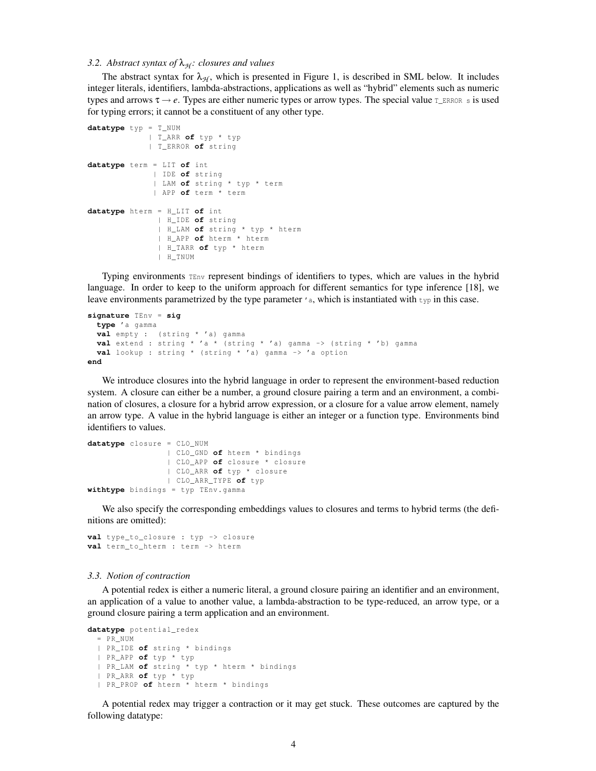### 3.2. Abstract syntax of $\lambda_{\mathcal{H}}$: closures and values

The abstract syntax for $\lambda_{\mathcal{H}}$, which is presented in Figure 1, is described in SML below. It includes integer literals, identifiers, lambda-abstractions, applications as well as "hybrid" elements such as numeric types and arrows $\tau \rightarrow e$. Types are either numeric types or arrow types. The special value `T_ERROR s` is used for typing errors; it cannot be a constituent of any other type.

```
datatype typ = T_NUM
             | T_ARR of typ * typ
             | T_ERROR of string

datatype term = LIT of int
              | IDE of string
              | LAM of string * typ * term
              | APP of term * term

datatype hterm = H_LIT of int
               | H_IDE of string
               | H_LAM of string * typ * hterm
               | H_APP of hterm * hterm
               | H_TARR of typ * hterm
               | H_TNUM
```

Typing environments `TEnv` represent bindings of identifiers to types, which are values in the hybrid language. In order to keep to the uniform approach for different semantics for type inference [18], we leave environments parametrized by the type parameter `'a`, which is instantiated with `typ` in this case.

```
signature TEnv = sig
  type 'a gamma
  val empty :  (string * 'a) gamma
  val extend : string * 'a * (string * 'a) gamma -> (string * 'b) gamma
  val lookup : string * (string * 'a) gamma -> 'a option
end
```

We introduce closures into the hybrid language in order to represent the environment-based reduction system. A closure can either be a number, a ground closure pairing a term and an environment, a combination of closures, a closure for a hybrid arrow expression, or a closure for a value arrow element, namely an arrow type. A value in the hybrid language is either an integer or a function type. Environments bind identifiers to values.

```
datatype closure = CLO_NUM
                 | CLO_GND of hterm * bindings
                 | CLO_APP of closure * closure
                 | CLO_ARR of typ * closure
                 | CLO_ARR_TYPE of typ
withtype bindings = typ TEnv.gamma
```

We also specify the corresponding embeddings values to closures and terms to hybrid terms (the definitions are omitted):

```
val type_to_closure : typ -> closure
val term_to_hterm : term -> hterm
```

### 3.3. Notion of contraction

A potential redex is either a numeric literal, a ground closure pairing an identifier and an environment, an application of a value to another value, a lambda-abstraction to be type-reduced, an arrow type, or a ground closure pairing a term application and an environment.

```
datatype potential_redex
  = PR_NUM
  | PR_IDE of string * bindings
  | PR_APP of typ * typ
  | PR_LAM of string * typ * hterm * bindings
  | PR_ARR of typ * typ
  | PR_PROP of hterm * hterm * bindings
```

A potential redex may trigger a contraction or it may get stuck. These outcomes are captured by the following datatype: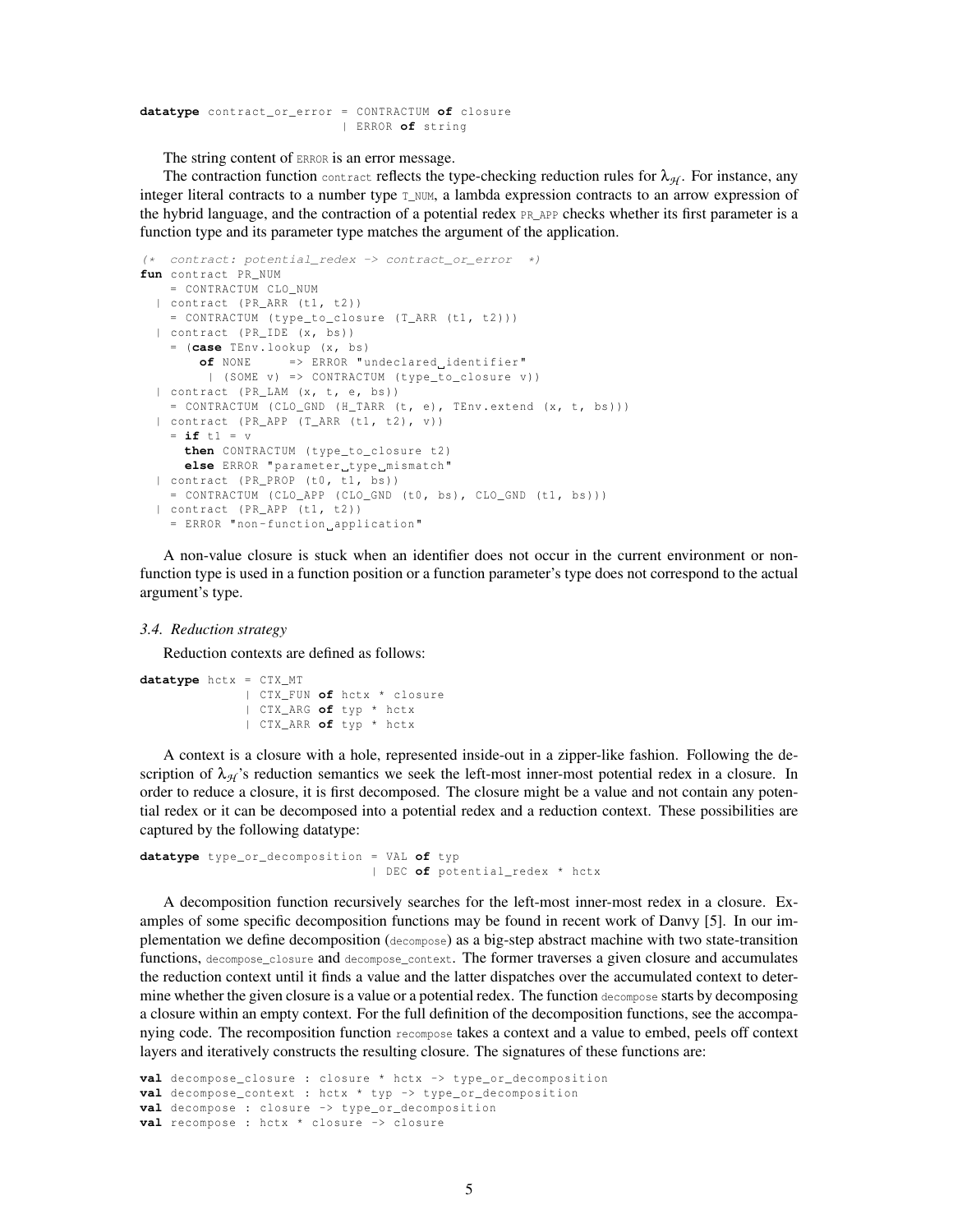```
datatype contract_or_error = CONTRACTUM of closure
                           | ERROR of string
```

The string content of ERROR is an error message.

The contraction function contract reflects the type-checking reduction rules for $\lambda_{\mathcal{H}}$. For instance, any integer literal contracts to a number type T_NUM, a lambda expression contracts to an arrow expression of the hybrid language, and the contraction of a potential redex PR_APP checks whether its first parameter is a function type and its parameter type matches the argument of the application.

```
(*  contract: potential_redex -> contract_or_error  *)
fun contract PR_NUM
    = CONTRACTUM CLO_NUM
  | contract (PR_ARR (t1, t2))
    = CONTRACTUM (type_to_closure (T_ARR (t1, t2)))
  | contract (PR_IDE (x, bs))
    = (case TEnv.lookup (x, bs)
        of NONE     => ERROR "undeclared identifier"
         | (SOME v) => CONTRACTUM (type_to_closure v))
  | contract (PR_LAM (x, t, e, bs))
    = CONTRACTUM (CLO_GND (H_TARR (t, e), TEnv.extend (x, t, bs)))
  | contract (PR_APP (T_ARR (t1, t2), v))
    = if t1 = v
      then CONTRACTUM (type_to_closure t2)
      else ERROR "parameter type mismatch"
  | contract (PR_PROP (t0, t1, bs))
    = CONTRACTUM (CLO_APP (CLO_GND (t0, bs), CLO_GND (t1, bs)))
  | contract (PR_APP (t1, t2))
    = ERROR "non-function application"
```

A non-value closure is stuck when an identifier does not occur in the current environment or non-function type is used in a function position or a function parameter's type does not correspond to the actual argument's type.

### *3.4. Reduction strategy*

Reduction contexts are defined as follows:

```
datatype hctx = CTX_MT
              | CTX_FUN of hctx * closure
              | CTX_ARG of typ * hctx
              | CTX_ARR of typ * hctx
```

A context is a closure with a hole, represented inside-out in a zipper-like fashion. Following the description of $\lambda_{\mathcal{H}}$'s reduction semantics we seek the left-most inner-most potential redex in a closure. In order to reduce a closure, it is first decomposed. The closure might be a value and not contain any potential redex or it can be decomposed into a potential redex and a reduction context. These possibilities are captured by the following datatype:

```
datatype type_or_decomposition = VAL of typ
                               | DEC of potential_redex * hctx
```

A decomposition function recursively searches for the left-most inner-most redex in a closure. Examples of some specific decomposition functions may be found in recent work of Danvy [5]. In our implementation we define decomposition (decompose) as a big-step abstract machine with two state-transition functions, decompose_closure and decompose_context. The former traverses a given closure and accumulates the reduction context until it finds a value and the latter dispatches over the accumulated context to determine whether the given closure is a value or a potential redex. The function decompose starts by decomposing a closure within an empty context. For the full definition of the decomposition functions, see the accompanying code. The recomposition function recompose takes a context and a value to embed, peels off context layers and iteratively constructs the resulting closure. The signatures of these functions are:

```
val decompose_closure : closure * hctx -> type_or_decomposition
val decompose_context : hctx * typ -> type_or_decomposition
val decompose : closure -> type_or_decomposition
val recompose : hctx * closure -> closure
```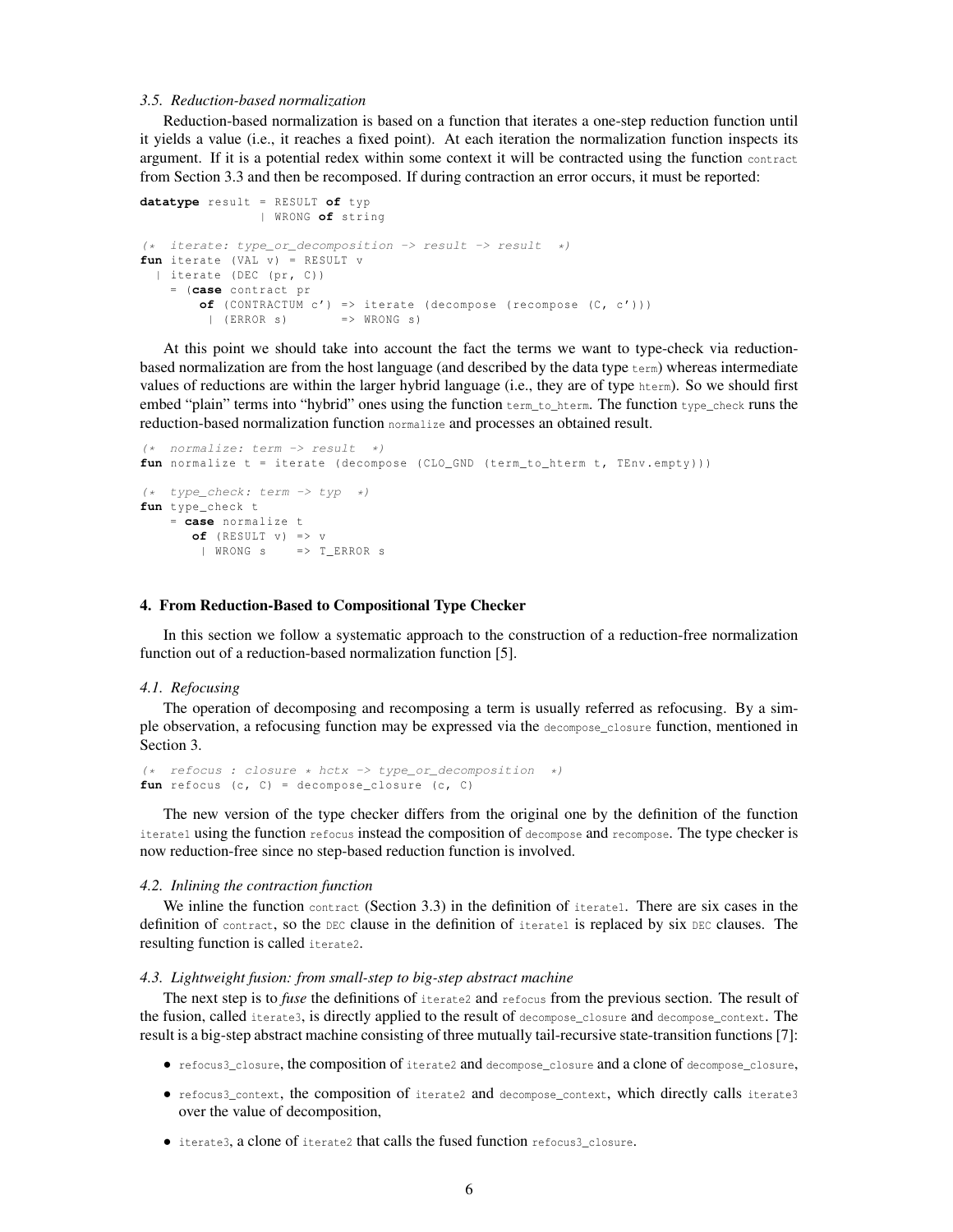### 3.5. Reduction-based normalization

Reduction-based normalization is based on a function that iterates a one-step reduction function until it yields a value (i.e., it reaches a fixed point). At each iteration the normalization function inspects its argument. If it is a potential redex within some context it will be contracted using the function `contract` from Section 3.3 and then be recomposed. If during contraction an error occurs, it must be reported:

```
datatype result = RESULT of typ
                | WRONG of string

(*  iterate: type_or_decomposition -> result -> result  *)
fun iterate (VAL v) = RESULT v
  | iterate (DEC (pr, C))
    = (case contract pr
        of (CONTRACTUM c') => iterate (decompose (recompose (C, c')))
         | (ERROR s)       => WRONG s)
```

At this point we should take into account the fact the terms we want to type-check via reduction-based normalization are from the host language (and described by the data type `term`) whereas intermediate values of reductions are within the larger hybrid language (i.e., they are of type `hterm`). So we should first embed "plain" terms into "hybrid" ones using the function `term_to_hterm`. The function `type_check` runs the reduction-based normalization function `normalize` and processes an obtained result.

```
(*  normalize: term -> result  *)
fun normalize t = iterate (decompose (CLO_GND (term_to_hterm t, TEnv.empty)))

(*  type_check: term -> typ  *)
fun type_check t
    = case normalize t
       of (RESULT v) => v
        | WRONG s    => T_ERROR s
```

## 4. From Reduction-Based to Compositional Type Checker

In this section we follow a systematic approach to the construction of a reduction-free normalization function out of a reduction-based normalization function [5].

### 4.1. Refocusing

The operation of decomposing and recomposing a term is usually referred as refocusing. By a simple observation, a refocusing function may be expressed via the `decompose_closure` function, mentioned in Section 3.

```
(*  refocus : closure * hctx -> type_or_decomposition  *)
fun refocus (c, C) = decompose_closure (c, C)
```

The new version of the type checker differs from the original one by the definition of the function `iterate1` using the function `refocus` instead the composition of `decompose` and `recompose`. The type checker is now reduction-free since no step-based reduction function is involved.

### 4.2. Inlining the contraction function

We inline the function `contract` (Section 3.3) in the definition of `iterate1`. There are six cases in the definition of `contract`, so the `DEC` clause in the definition of `iterate1` is replaced by six `DEC` clauses. The resulting function is called `iterate2`.

### 4.3. Lightweight fusion: from small-step to big-step abstract machine

The next step is to *fuse* the definitions of `iterate2` and `refocus` from the previous section. The result of the fusion, called `iterate3`, is directly applied to the result of `decompose_closure` and `decompose_context`. The result is a big-step abstract machine consisting of three mutually tail-recursive state-transition functions [7]:

- `refocus3_closure`, the composition of `iterate2` and `decompose_closure` and a clone of `decompose_closure`,
- `refocus3_context`, the composition of `iterate2` and `decompose_context`, which directly calls `iterate3` over the value of decomposition,
- `iterate3`, a clone of `iterate2` that calls the fused function `refocus3_closure`.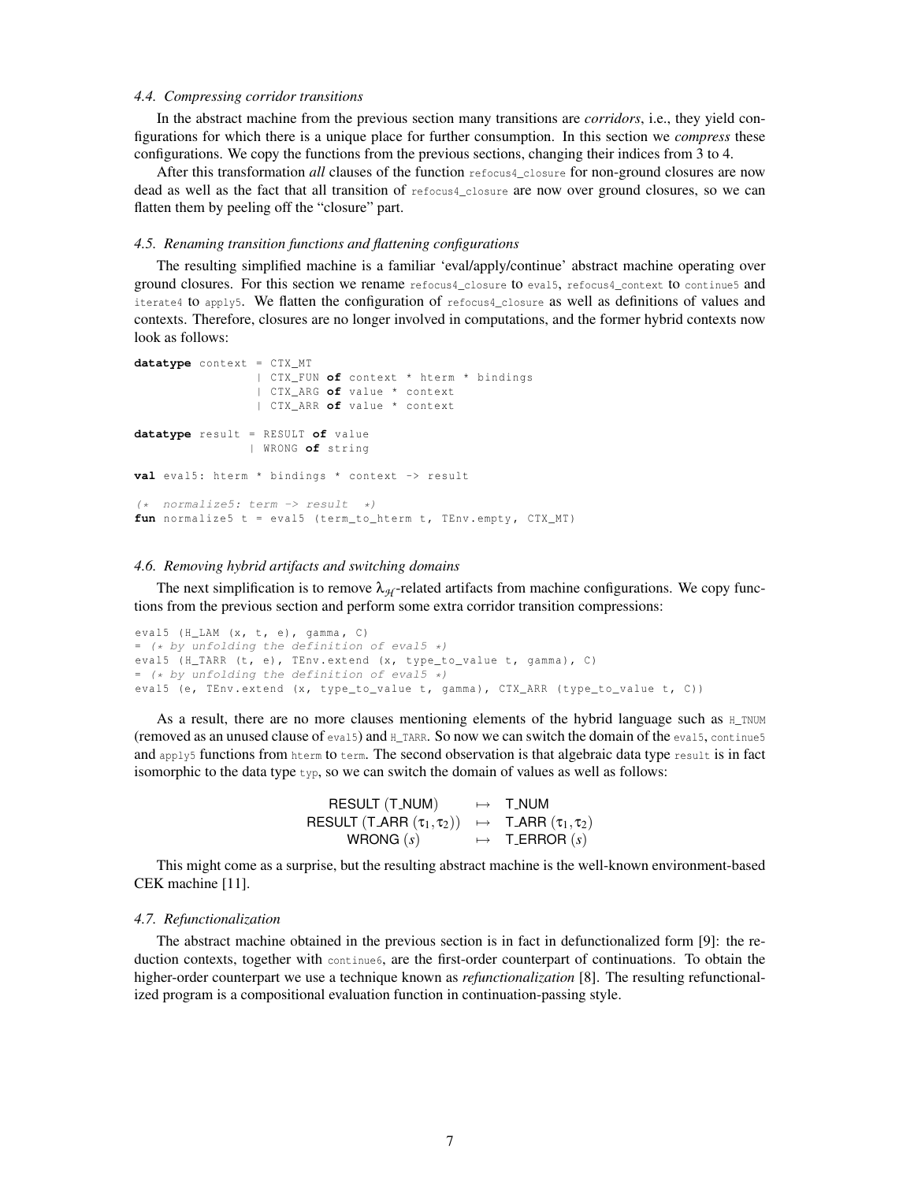### 4.4. Compressing corridor transitions

In the abstract machine from the previous section many transitions are *corridors*, i.e., they yield configurations for which there is a unique place for further consumption. In this section we *compress* these configurations. We copy the functions from the previous sections, changing their indices from 3 to 4.

After this transformation *all* clauses of the function `refocus4_closure` for non-ground closures are now dead as well as the fact that all transition of `refocus4_closure` are now over ground closures, so we can flatten them by peeling off the "closure" part.

### 4.5. Renaming transition functions and flattening configurations

The resulting simplified machine is a familiar 'eval/apply/continue' abstract machine operating over ground closures. For this section we rename `refocus4_closure` to `eval5`, `refocus4_context` to `continue5` and `iterate4` to `apply5`. We flatten the configuration of `refocus4_closure` as well as definitions of values and contexts. Therefore, closures are no longer involved in computations, and the former hybrid contexts now look as follows:

```
datatype context = CTX_MT
                 | CTX_FUN of context * hterm * bindings
                 | CTX_ARG of value * context
                 | CTX_ARR of value * context

datatype result = RESULT of value
                | WRONG of string

val eval5: hterm * bindings * context -> result

(*  normalize5: term -> result  *)
fun normalize5 t = eval5 (term_to_hterm t, TEnv.empty, CTX_MT)
```

### 4.6. Removing hybrid artifacts and switching domains

The next simplification is to remove $\lambda_{\mathcal{H}}$-related artifacts from machine configurations. We copy functions from the previous section and perform some extra corridor transition compressions:

```
eval5 (H_LAM (x, t, e), gamma, C)
= (* by unfolding the definition of eval5 *)
eval5 (H_TARR (t, e), TEnv.extend (x, type_to_value t, gamma), C)
= (* by unfolding the definition of eval5 *)
eval5 (e, TEnv.extend (x, type_to_value t, gamma), CTX_ARR (type_to_value t, C))
```

As a result, there are no more clauses mentioning elements of the hybrid language such as `H_TNUM` (removed as an unused clause of `eval5`) and `H_TARR`. So now we can switch the domain of the `eval5`, `continue5` and `apply5` functions from `hterm` to `term`. The second observation is that algebraic data type `result` is in fact isomorphic to the data type `typ`, so we can switch the domain of values as well as follows:

$$\begin{array}{rcl} \mathsf{RESULT}\ (\mathsf{T\_NUM}) & \mapsto & \mathsf{T\_NUM} \\ \mathsf{RESULT}\ (\mathsf{T\_ARR}\ (\tau_1, \tau_2)) & \mapsto & \mathsf{T\_ARR}\ (\tau_1, \tau_2) \\ \mathsf{WRONG}\ (s) & \mapsto & \mathsf{T\_ERROR}\ (s) \end{array}$$

This might come as a surprise, but the resulting abstract machine is the well-known environment-based CEK machine [11].

### 4.7. Refunctionalization

The abstract machine obtained in the previous section is in fact in defunctionalized form [9]: the reduction contexts, together with `continue6`, are the first-order counterpart of continuations. To obtain the higher-order counterpart we use a technique known as *refunctionalization* [8]. The resulting refunctionalized program is a compositional evaluation function in continuation-passing style.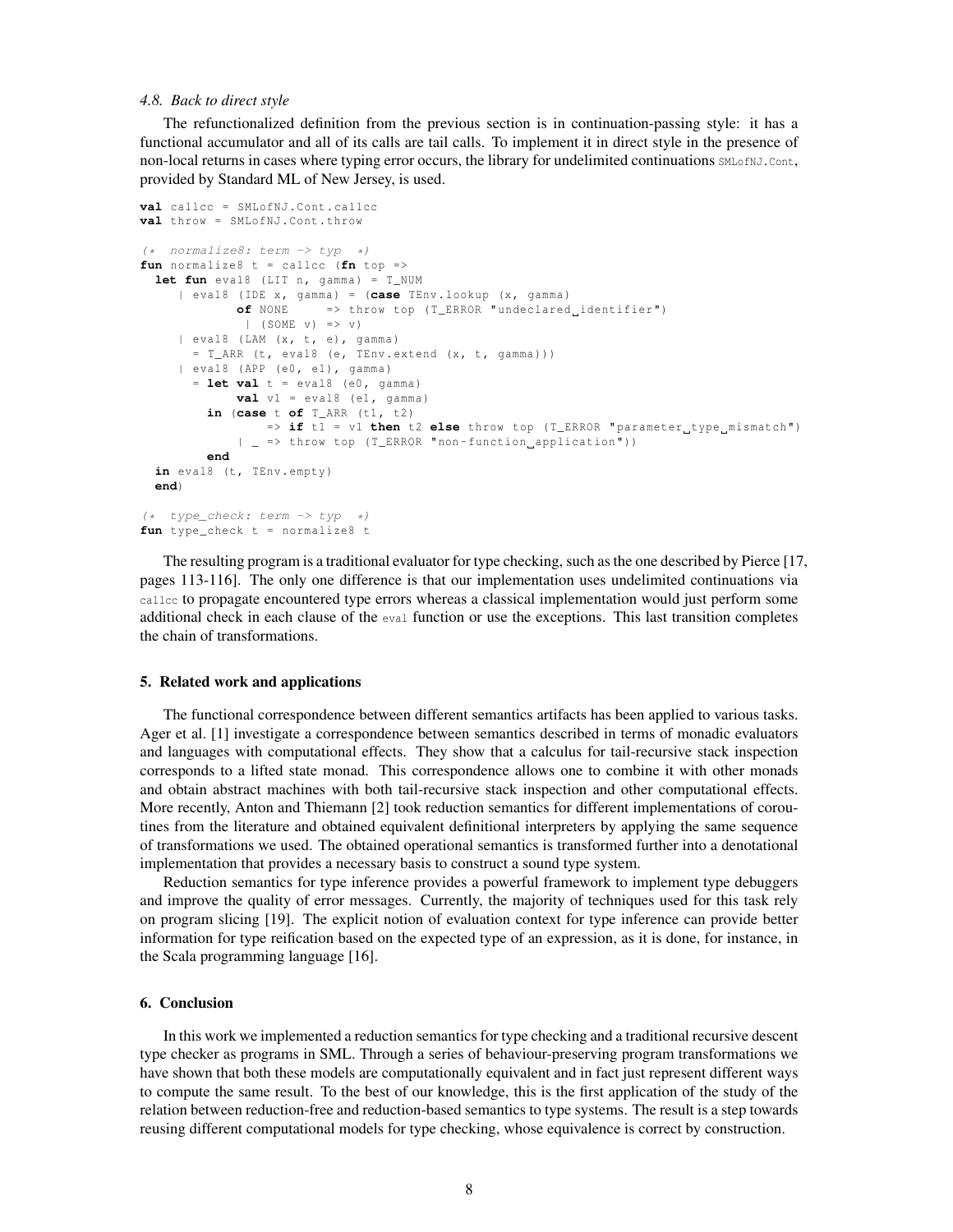### 4.8. Back to direct style

The refunctionalized definition from the previous section is in continuation-passing style: it has a functional accumulator and all of its calls are tail calls. To implement it in direct style in the presence of non-local returns in cases where typing error occurs, the library for undelimited continuations `SMLofNJ.Cont`, provided by Standard ML of New Jersey, is used.

```
val callcc = SMLofNJ.Cont.callcc
val throw = SMLofNJ.Cont.throw

(* normalize8: term -> typ *)
fun normalize8 t = callcc (fn top =>
  let fun eval8 (LIT n, gamma) = T_NUM
      | eval8 (IDE x, gamma) = (case TEnv.lookup (x, gamma)
              of NONE     => throw top (T_ERROR "undeclared identifier")
               | (SOME v) => v)
      | eval8 (LAM (x, t, e), gamma)
        = T_ARR (t, eval8 (e, TEnv.extend (x, t, gamma)))
      | eval8 (APP (e0, e1), gamma)
        = let val t = eval8 (e0, gamma)
              val v1 = eval8 (e1, gamma)
          in (case t of T_ARR (t1, t2)
                    => if t1 = v1 then t2 else throw top (T_ERROR "parameter type mismatch")
                | _ => throw top (T_ERROR "non-function application"))
          end
  in eval8 (t, TEnv.empty)
  end)

(* type_check: term -> typ *)
fun type_check t = normalize8 t
```

The resulting program is a traditional evaluator for type checking, such as the one described by Pierce [17, pages 113-116]. The only one difference is that our implementation uses undelimited continuations via `callcc` to propagate encountered type errors whereas a classical implementation would just perform some additional check in each clause of the `eval` function or use the exceptions. This last transition completes the chain of transformations.

## 5. Related work and applications

The functional correspondence between different semantics artifacts has been applied to various tasks. Ager et al. [1] investigate a correspondence between semantics described in terms of monadic evaluators and languages with computational effects. They show that a calculus for tail-recursive stack inspection corresponds to a lifted state monad. This correspondence allows one to combine it with other monads and obtain abstract machines with both tail-recursive stack inspection and other computational effects. More recently, Anton and Thiemann [2] took reduction semantics for different implementations of coroutines from the literature and obtained equivalent definitional interpreters by applying the same sequence of transformations we used. The obtained operational semantics is transformed further into a denotational implementation that provides a necessary basis to construct a sound type system.

Reduction semantics for type inference provides a powerful framework to implement type debuggers and improve the quality of error messages. Currently, the majority of techniques used for this task rely on program slicing [19]. The explicit notion of evaluation context for type inference can provide better information for type reification based on the expected type of an expression, as it is done, for instance, in the Scala programming language [16].

## 6. Conclusion

In this work we implemented a reduction semantics for type checking and a traditional recursive descent type checker as programs in SML. Through a series of behaviour-preserving program transformations we have shown that both these models are computationally equivalent and in fact just represent different ways to compute the same result. To the best of our knowledge, this is the first application of the study of the relation between reduction-free and reduction-based semantics to type systems. The result is a step towards reusing different computational models for type checking, whose equivalence is correct by construction.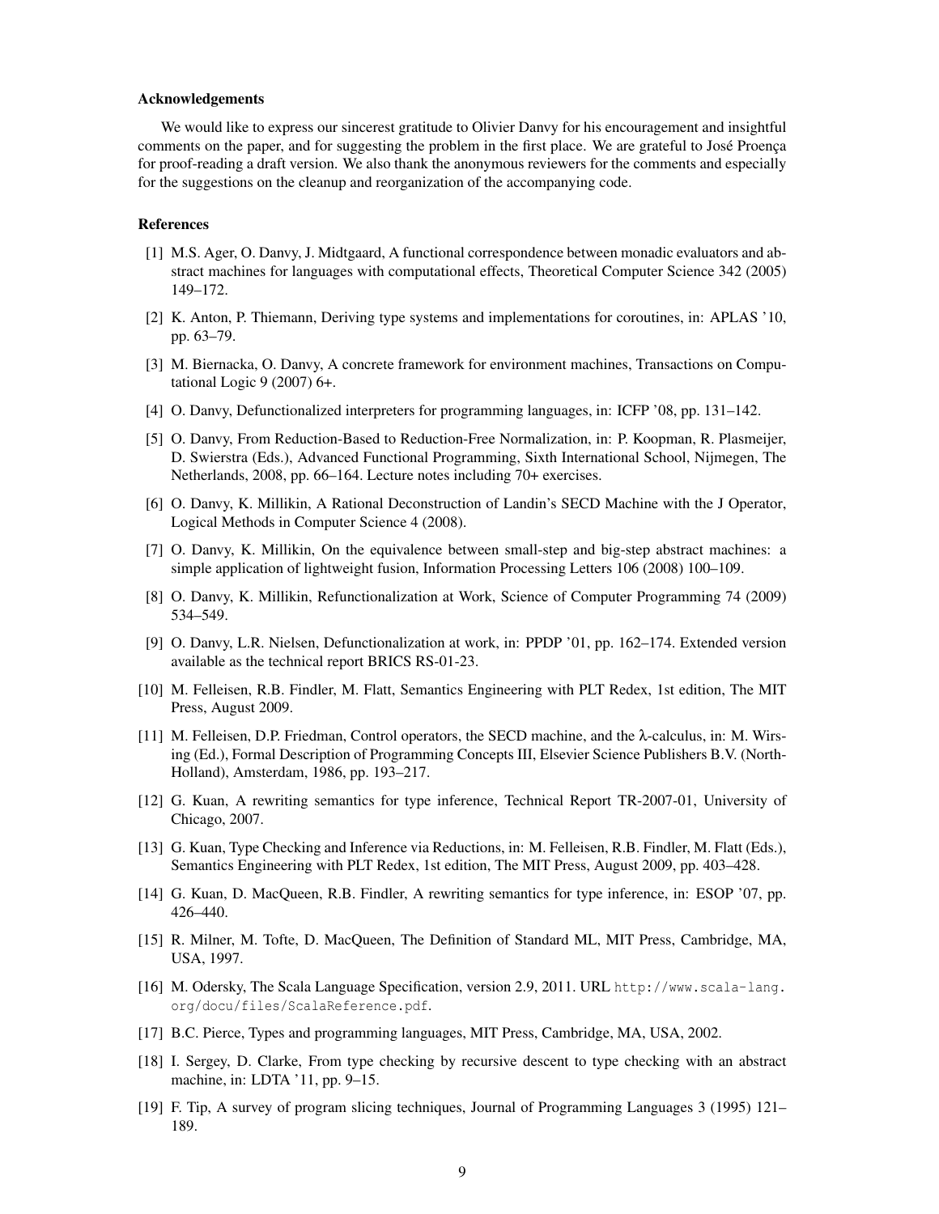### Acknowledgements

We would like to express our sincerest gratitude to Olivier Danvy for his encouragement and insightful comments on the paper, and for suggesting the problem in the first place. We are grateful to José Proença for proof-reading a draft version. We also thank the anonymous reviewers for the comments and especially for the suggestions on the cleanup and reorganization of the accompanying code.

### References

[1] M.S. Ager, O. Danvy, J. Midtgaard, A functional correspondence between monadic evaluators and abstract machines for languages with computational effects, Theoretical Computer Science 342 (2005) 149–172.

[2] K. Anton, P. Thiemann, Deriving type systems and implementations for coroutines, in: APLAS '10, pp. 63–79.

[3] M. Biernacka, O. Danvy, A concrete framework for environment machines, Transactions on Computational Logic 9 (2007) 6+.

[4] O. Danvy, Defunctionalized interpreters for programming languages, in: ICFP '08, pp. 131–142.

[5] O. Danvy, From Reduction-Based to Reduction-Free Normalization, in: P. Koopman, R. Plasmeijer, D. Swierstra (Eds.), Advanced Functional Programming, Sixth International School, Nijmegen, The Netherlands, 2008, pp. 66–164. Lecture notes including 70+ exercises.

[6] O. Danvy, K. Millikin, A Rational Deconstruction of Landin's SECD Machine with the J Operator, Logical Methods in Computer Science 4 (2008).

[7] O. Danvy, K. Millikin, On the equivalence between small-step and big-step abstract machines: a simple application of lightweight fusion, Information Processing Letters 106 (2008) 100–109.

[8] O. Danvy, K. Millikin, Refunctionalization at Work, Science of Computer Programming 74 (2009) 534–549.

[9] O. Danvy, L.R. Nielsen, Defunctionalization at work, in: PPDP '01, pp. 162–174. Extended version available as the technical report BRICS RS-01-23.

[10] M. Felleisen, R.B. Findler, M. Flatt, Semantics Engineering with PLT Redex, 1st edition, The MIT Press, August 2009.

[11] M. Felleisen, D.P. Friedman, Control operators, the SECD machine, and the λ-calculus, in: M. Wirsing (Ed.), Formal Description of Programming Concepts III, Elsevier Science Publishers B.V. (North-Holland), Amsterdam, 1986, pp. 193–217.

[12] G. Kuan, A rewriting semantics for type inference, Technical Report TR-2007-01, University of Chicago, 2007.

[13] G. Kuan, Type Checking and Inference via Reductions, in: M. Felleisen, R.B. Findler, M. Flatt (Eds.), Semantics Engineering with PLT Redex, 1st edition, The MIT Press, August 2009, pp. 403–428.

[14] G. Kuan, D. MacQueen, R.B. Findler, A rewriting semantics for type inference, in: ESOP '07, pp. 426–440.

[15] R. Milner, M. Tofte, D. MacQueen, The Definition of Standard ML, MIT Press, Cambridge, MA, USA, 1997.

[16] M. Odersky, The Scala Language Specification, version 2.9, 2011. URL `http://www.scala-lang.org/docu/files/ScalaReference.pdf`.

[17] B.C. Pierce, Types and programming languages, MIT Press, Cambridge, MA, USA, 2002.

[18] I. Sergey, D. Clarke, From type checking by recursive descent to type checking with an abstract machine, in: LDTA '11, pp. 9–15.

[19] F. Tip, A survey of program slicing techniques, Journal of Programming Languages 3 (1995) 121–189.